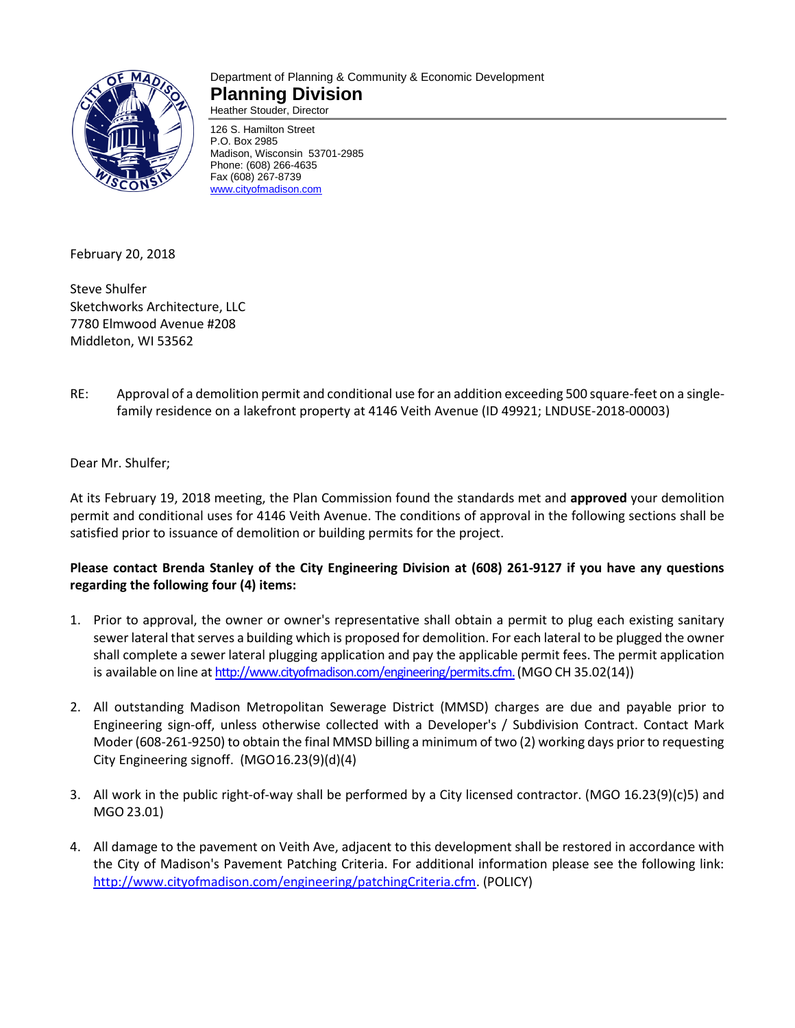Department of Planning & Community & Economic Development

**Planning Division**

Heather Stouder, Director

126 S. Hamilton Street
P.O. Box 2985
Madison, Wisconsin 53701-2985
Phone: (608) 266-4635
Fax (608) 267-8739
www.cityofmadison.com

February 20, 2018

Steve Shulfer
Sketchworks Architecture, LLC
7780 Elmwood Avenue #208
Middleton, WI 53562

RE: Approval of a demolition permit and conditional use for an addition exceeding 500 square-feet on a single-family residence on a lakefront property at 4146 Veith Avenue (ID 49921; LNDUSE-2018-00003)

Dear Mr. Shulfer;

At its February 19, 2018 meeting, the Plan Commission found the standards met and **approved** your demolition permit and conditional uses for 4146 Veith Avenue. The conditions of approval in the following sections shall be satisfied prior to issuance of demolition or building permits for the project.

**Please contact Brenda Stanley of the City Engineering Division at (608) 261-9127 if you have any questions regarding the following four (4) items:**

1. Prior to approval, the owner or owner's representative shall obtain a permit to plug each existing sanitary sewer lateral that serves a building which is proposed for demolition. For each lateral to be plugged the owner shall complete a sewer lateral plugging application and pay the applicable permit fees. The permit application is available on line at http://www.cityofmadison.com/engineering/permits.cfm. (MGO CH 35.02(14))

2. All outstanding Madison Metropolitan Sewerage District (MMSD) charges are due and payable prior to Engineering sign-off, unless otherwise collected with a Developer's / Subdivision Contract. Contact Mark Moder (608-261-9250) to obtain the final MMSD billing a minimum of two (2) working days prior to requesting City Engineering signoff. (MGO16.23(9)(d)(4)

3. All work in the public right-of-way shall be performed by a City licensed contractor. (MGO 16.23(9)(c)5) and MGO 23.01)

4. All damage to the pavement on Veith Ave, adjacent to this development shall be restored in accordance with the City of Madison's Pavement Patching Criteria. For additional information please see the following link: http://www.cityofmadison.com/engineering/patchingCriteria.cfm. (POLICY)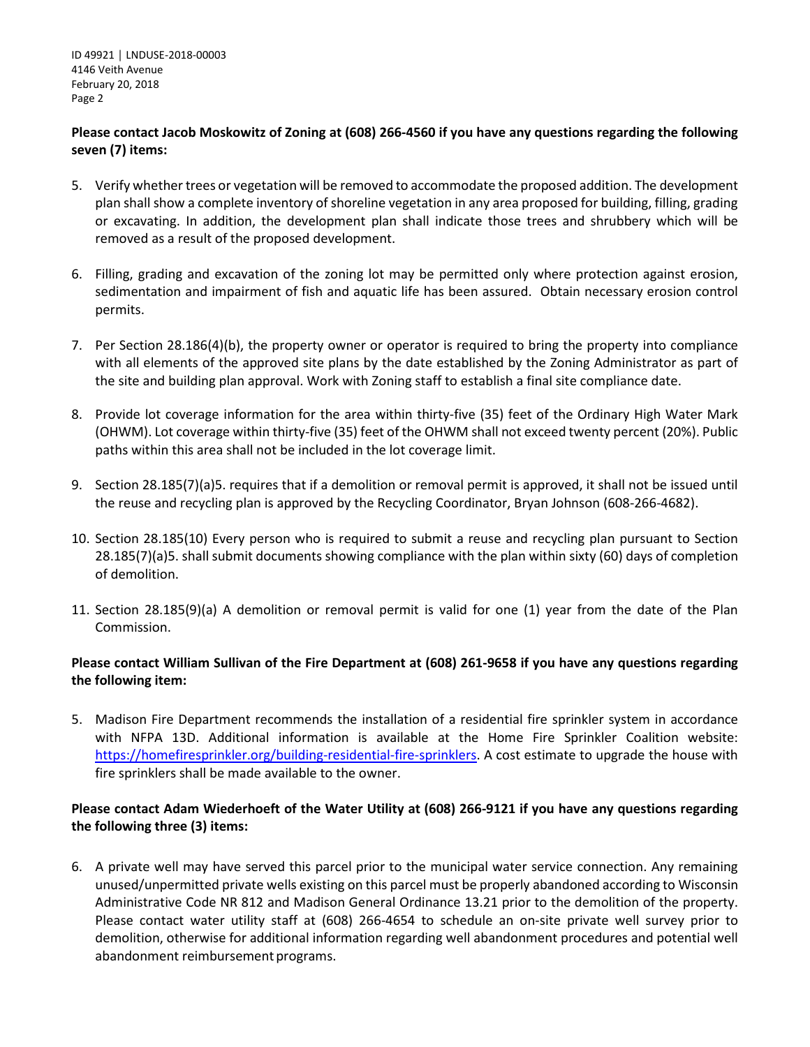**Please contact Jacob Moskowitz of Zoning at (608) 266-4560 if you have any questions regarding the following seven (7) items:**

5. Verify whether trees or vegetation will be removed to accommodate the proposed addition. The development plan shall show a complete inventory of shoreline vegetation in any area proposed for building, filling, grading or excavating. In addition, the development plan shall indicate those trees and shrubbery which will be removed as a result of the proposed development.

6. Filling, grading and excavation of the zoning lot may be permitted only where protection against erosion, sedimentation and impairment of fish and aquatic life has been assured. Obtain necessary erosion control permits.

7. Per Section 28.186(4)(b), the property owner or operator is required to bring the property into compliance with all elements of the approved site plans by the date established by the Zoning Administrator as part of the site and building plan approval. Work with Zoning staff to establish a final site compliance date.

8. Provide lot coverage information for the area within thirty-five (35) feet of the Ordinary High Water Mark (OHWM). Lot coverage within thirty-five (35) feet of the OHWM shall not exceed twenty percent (20%). Public paths within this area shall not be included in the lot coverage limit.

9. Section 28.185(7)(a)5. requires that if a demolition or removal permit is approved, it shall not be issued until the reuse and recycling plan is approved by the Recycling Coordinator, Bryan Johnson (608-266-4682).

10. Section 28.185(10) Every person who is required to submit a reuse and recycling plan pursuant to Section 28.185(7)(a)5. shall submit documents showing compliance with the plan within sixty (60) days of completion of demolition.

11. Section 28.185(9)(a) A demolition or removal permit is valid for one (1) year from the date of the Plan Commission.

**Please contact William Sullivan of the Fire Department at (608) 261-9658 if you have any questions regarding the following item:**

5. Madison Fire Department recommends the installation of a residential fire sprinkler system in accordance with NFPA 13D. Additional information is available at the Home Fire Sprinkler Coalition website: [https://homefiresprinkler.org/building-residential-fire-sprinklers](https://homefiresprinkler.org/building-residential-fire-sprinklers). A cost estimate to upgrade the house with fire sprinklers shall be made available to the owner.

**Please contact Adam Wiederhoeft of the Water Utility at (608) 266-9121 if you have any questions regarding the following three (3) items:**

6. A private well may have served this parcel prior to the municipal water service connection. Any remaining unused/unpermitted private wells existing on this parcel must be properly abandoned according to Wisconsin Administrative Code NR 812 and Madison General Ordinance 13.21 prior to the demolition of the property. Please contact water utility staff at (608) 266-4654 to schedule an on-site private well survey prior to demolition, otherwise for additional information regarding well abandonment procedures and potential well abandonment reimbursement programs.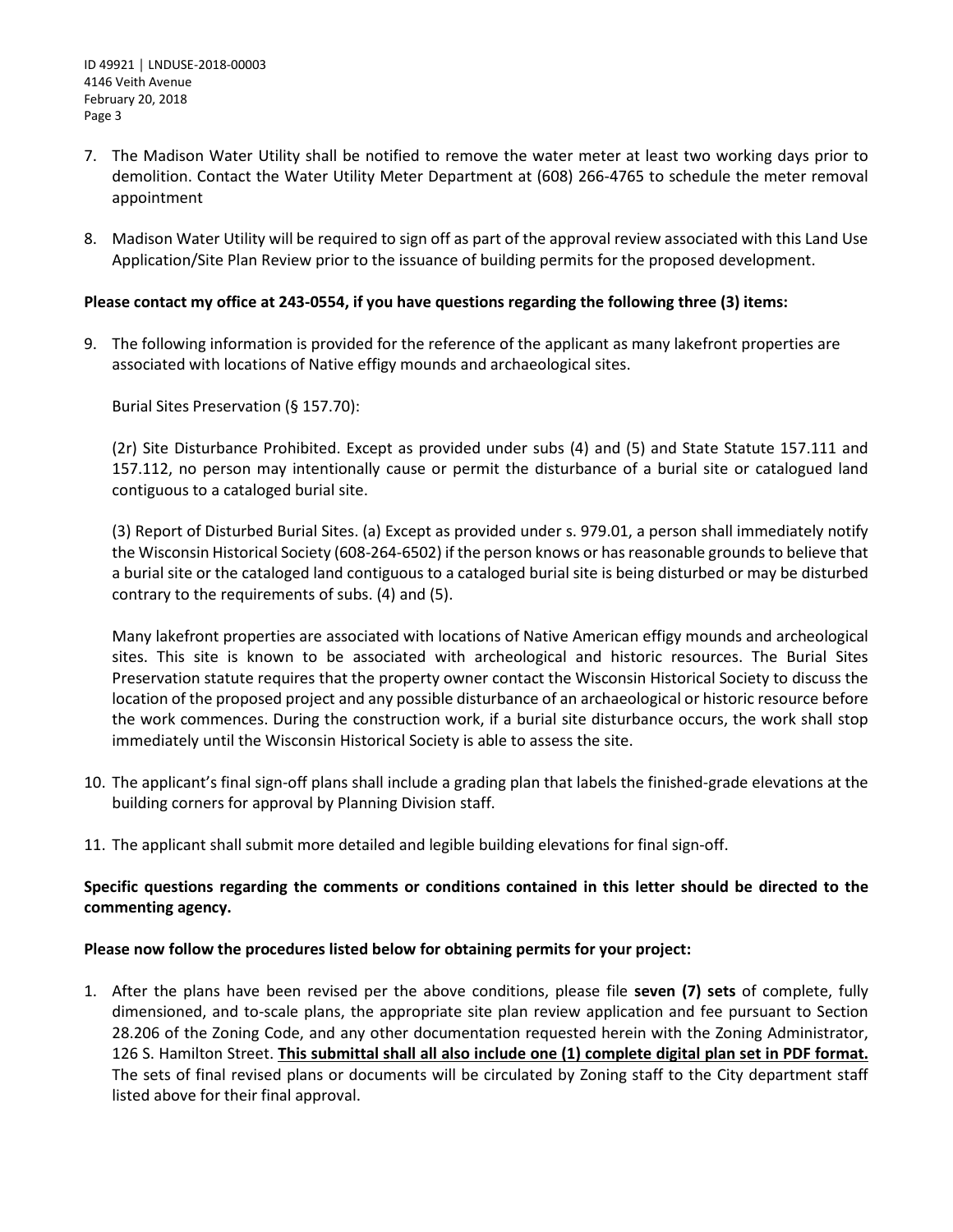7. The Madison Water Utility shall be notified to remove the water meter at least two working days prior to demolition. Contact the Water Utility Meter Department at (608) 266-4765 to schedule the meter removal appointment

8. Madison Water Utility will be required to sign off as part of the approval review associated with this Land Use Application/Site Plan Review prior to the issuance of building permits for the proposed development.

**Please contact my office at 243-0554, if you have questions regarding the following three (3) items:**

9. The following information is provided for the reference of the applicant as many lakefront properties are associated with locations of Native effigy mounds and archaeological sites.

   Burial Sites Preservation (§ 157.70):

   (2r) Site Disturbance Prohibited. Except as provided under subs (4) and (5) and State Statute 157.111 and 157.112, no person may intentionally cause or permit the disturbance of a burial site or catalogued land contiguous to a cataloged burial site.

   (3) Report of Disturbed Burial Sites. (a) Except as provided under s. 979.01, a person shall immediately notify the Wisconsin Historical Society (608-264-6502) if the person knows or has reasonable grounds to believe that a burial site or the cataloged land contiguous to a cataloged burial site is being disturbed or may be disturbed contrary to the requirements of subs. (4) and (5).

   Many lakefront properties are associated with locations of Native American effigy mounds and archeological sites. This site is known to be associated with archeological and historic resources. The Burial Sites Preservation statute requires that the property owner contact the Wisconsin Historical Society to discuss the location of the proposed project and any possible disturbance of an archaeological or historic resource before the work commences. During the construction work, if a burial site disturbance occurs, the work shall stop immediately until the Wisconsin Historical Society is able to assess the site.

10. The applicant's final sign-off plans shall include a grading plan that labels the finished-grade elevations at the building corners for approval by Planning Division staff.

11. The applicant shall submit more detailed and legible building elevations for final sign-off.

**Specific questions regarding the comments or conditions contained in this letter should be directed to the commenting agency.**

**Please now follow the procedures listed below for obtaining permits for your project:**

1. After the plans have been revised per the above conditions, please file **seven (7) sets** of complete, fully dimensioned, and to-scale plans, the appropriate site plan review application and fee pursuant to Section 28.206 of the Zoning Code, and any other documentation requested herein with the Zoning Administrator, 126 S. Hamilton Street. **<u>This submittal shall all also include one (1) complete digital plan set in PDF format.</u>** The sets of final revised plans or documents will be circulated by Zoning staff to the City department staff listed above for their final approval.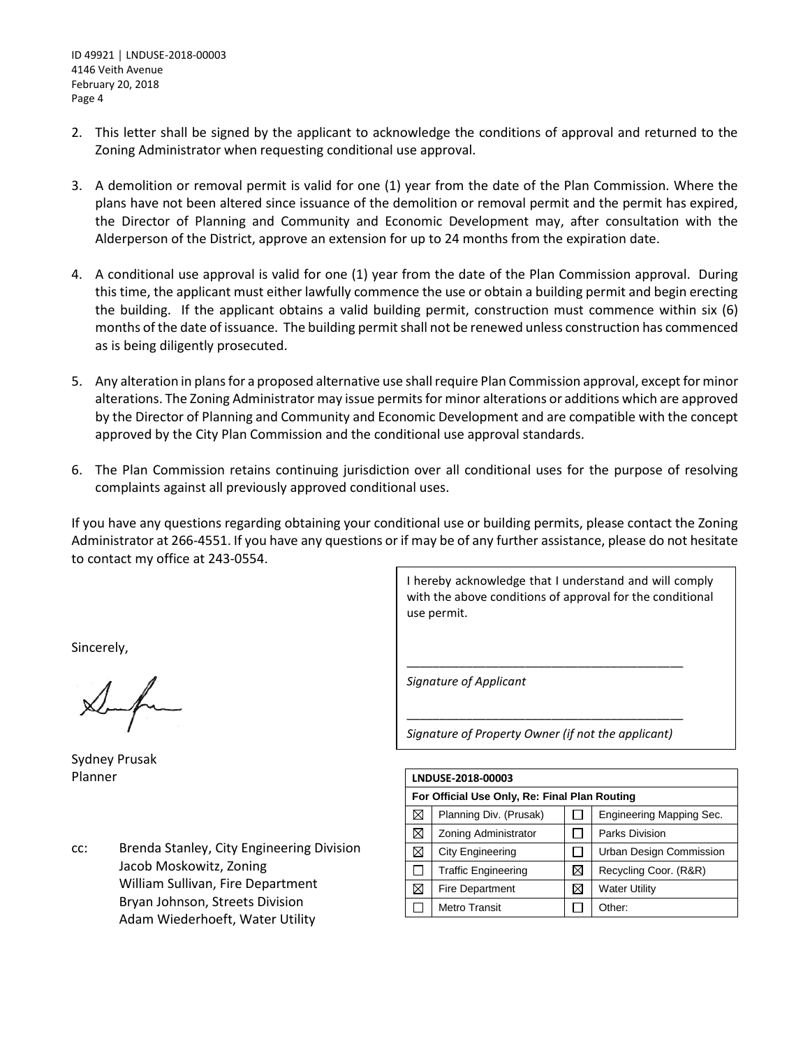2. This letter shall be signed by the applicant to acknowledge the conditions of approval and returned to the Zoning Administrator when requesting conditional use approval.

3. A demolition or removal permit is valid for one (1) year from the date of the Plan Commission. Where the plans have not been altered since issuance of the demolition or removal permit and the permit has expired, the Director of Planning and Community and Economic Development may, after consultation with the Alderperson of the District, approve an extension for up to 24 months from the expiration date.

4. A conditional use approval is valid for one (1) year from the date of the Plan Commission approval. During this time, the applicant must either lawfully commence the use or obtain a building permit and begin erecting the building. If the applicant obtains a valid building permit, construction must commence within six (6) months of the date of issuance. The building permit shall not be renewed unless construction has commenced as is being diligently prosecuted.

5. Any alteration in plans for a proposed alternative use shall require Plan Commission approval, except for minor alterations. The Zoning Administrator may issue permits for minor alterations or additions which are approved by the Director of Planning and Community and Economic Development and are compatible with the concept approved by the City Plan Commission and the conditional use approval standards.

6. The Plan Commission retains continuing jurisdiction over all conditional uses for the purpose of resolving complaints against all previously approved conditional uses.

If you have any questions regarding obtaining your conditional use or building permits, please contact the Zoning Administrator at 266-4551. If you have any questions or if may be of any further assistance, please do not hesitate to contact my office at 243-0554.

Sincerely,

Sydney Prusak
Planner

I hereby acknowledge that I understand and will comply with the above conditions of approval for the conditional use permit.

\_\_\_\_\_\_\_\_\_\_\_\_\_\_\_\_\_\_\_\_\_\_\_\_\_\_\_\_\_\_\_\_\_\_\_\_\_\_\_\_

*Signature of Applicant*

\_\_\_\_\_\_\_\_\_\_\_\_\_\_\_\_\_\_\_\_\_\_\_\_\_\_\_\_\_\_\_\_\_\_\_\_\_\_\_\_

*Signature of Property Owner (if not the applicant)*

cc: Brenda Stanley, City Engineering Division
Jacob Moskowitz, Zoning
William Sullivan, Fire Department
Bryan Johnson, Streets Division
Adam Wiederhoeft, Water Utility

| LNDUSE-2018-00003 | | | |
|---|---|---|---|
| **For Official Use Only, Re: Final Plan Routing** | | | |
| ☒ | Planning Div. (Prusak) | ☐ | Engineering Mapping Sec. |
| ☒ | Zoning Administrator | ☐ | Parks Division |
| ☒ | City Engineering | ☐ | Urban Design Commission |
| ☐ | Traffic Engineering | ☒ | Recycling Coor. (R&R) |
| ☒ | Fire Department | ☒ | Water Utility |
| ☐ | Metro Transit | ☐ | Other: |